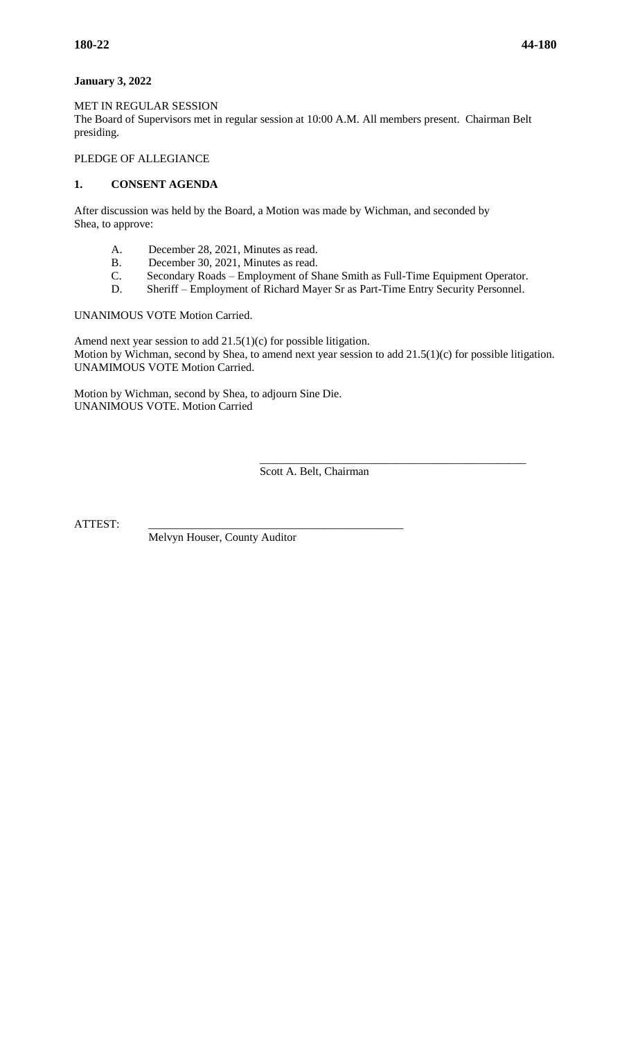**January 3, 2022**

MET IN REGULAR SESSION
The Board of Supervisors met in regular session at 10:00 A.M. All members present. Chairman Belt presiding.

PLEDGE OF ALLEGIANCE

## 1. CONSENT AGENDA

After discussion was held by the Board, a Motion was made by Wichman, and seconded by Shea, to approve:

A. December 28, 2021, Minutes as read.
B. December 30, 2021, Minutes as read.
C. Secondary Roads – Employment of Shane Smith as Full-Time Equipment Operator.
D. Sheriff – Employment of Richard Mayer Sr as Part-Time Entry Security Personnel.

UNANIMOUS VOTE Motion Carried.

Amend next year session to add 21.5(1)(c) for possible litigation.
Motion by Wichman, second by Shea, to amend next year session to add 21.5(1)(c) for possible litigation.
UNAMIMOUS VOTE Motion Carried.

Motion by Wichman, second by Shea, to adjourn Sine Die.
UNANIMOUS VOTE. Motion Carried

_______________________________________________
Scott A. Belt, Chairman

ATTEST: _______________________________________________
Melvyn Houser, County Auditor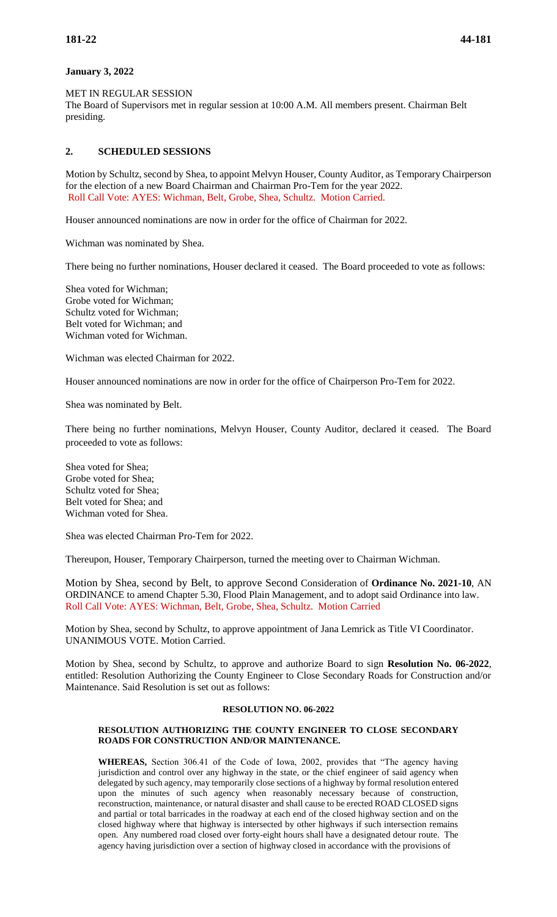**January 3, 2022**

MET IN REGULAR SESSION
The Board of Supervisors met in regular session at 10:00 A.M. All members present. Chairman Belt presiding.

**2. SCHEDULED SESSIONS**

Motion by Schultz, second by Shea, to appoint Melvyn Houser, County Auditor, as Temporary Chairperson for the election of a new Board Chairman and Chairman Pro-Tem for the year 2022.
Roll Call Vote: AYES: Wichman, Belt, Grobe, Shea, Schultz. Motion Carried.

Houser announced nominations are now in order for the office of Chairman for 2022.

Wichman was nominated by Shea.

There being no further nominations, Houser declared it ceased. The Board proceeded to vote as follows:

Shea voted for Wichman;
Grobe voted for Wichman;
Schultz voted for Wichman;
Belt voted for Wichman; and
Wichman voted for Wichman.

Wichman was elected Chairman for 2022.

Houser announced nominations are now in order for the office of Chairperson Pro-Tem for 2022.

Shea was nominated by Belt.

There being no further nominations, Melvyn Houser, County Auditor, declared it ceased. The Board proceeded to vote as follows:

Shea voted for Shea;
Grobe voted for Shea;
Schultz voted for Shea;
Belt voted for Shea; and
Wichman voted for Shea.

Shea was elected Chairman Pro-Tem for 2022.

Thereupon, Houser, Temporary Chairperson, turned the meeting over to Chairman Wichman.

Motion by Shea, second by Belt, to approve Second Consideration of **Ordinance No. 2021-10**, AN ORDINANCE to amend Chapter 5.30, Flood Plain Management, and to adopt said Ordinance into law.
Roll Call Vote: AYES: Wichman, Belt, Grobe, Shea, Schultz. Motion Carried

Motion by Shea, second by Schultz, to approve appointment of Jana Lemrick as Title VI Coordinator. UNANIMOUS VOTE. Motion Carried.

Motion by Shea, second by Schultz, to approve and authorize Board to sign **Resolution No. 06-2022**, entitled: Resolution Authorizing the County Engineer to Close Secondary Roads for Construction and/or Maintenance. Said Resolution is set out as follows:

**RESOLUTION NO. 06-2022**

**RESOLUTION AUTHORIZING THE COUNTY ENGINEER TO CLOSE SECONDARY ROADS FOR CONSTRUCTION AND/OR MAINTENANCE.**

**WHEREAS,** Section 306.41 of the Code of Iowa, 2002, provides that "The agency having jurisdiction and control over any highway in the state, or the chief engineer of said agency when delegated by such agency, may temporarily close sections of a highway by formal resolution entered upon the minutes of such agency when reasonably necessary because of construction, reconstruction, maintenance, or natural disaster and shall cause to be erected ROAD CLOSED signs and partial or total barricades in the roadway at each end of the closed highway section and on the closed highway where that highway is intersected by other highways if such intersection remains open. Any numbered road closed over forty-eight hours shall have a designated detour route. The agency having jurisdiction over a section of highway closed in accordance with the provisions of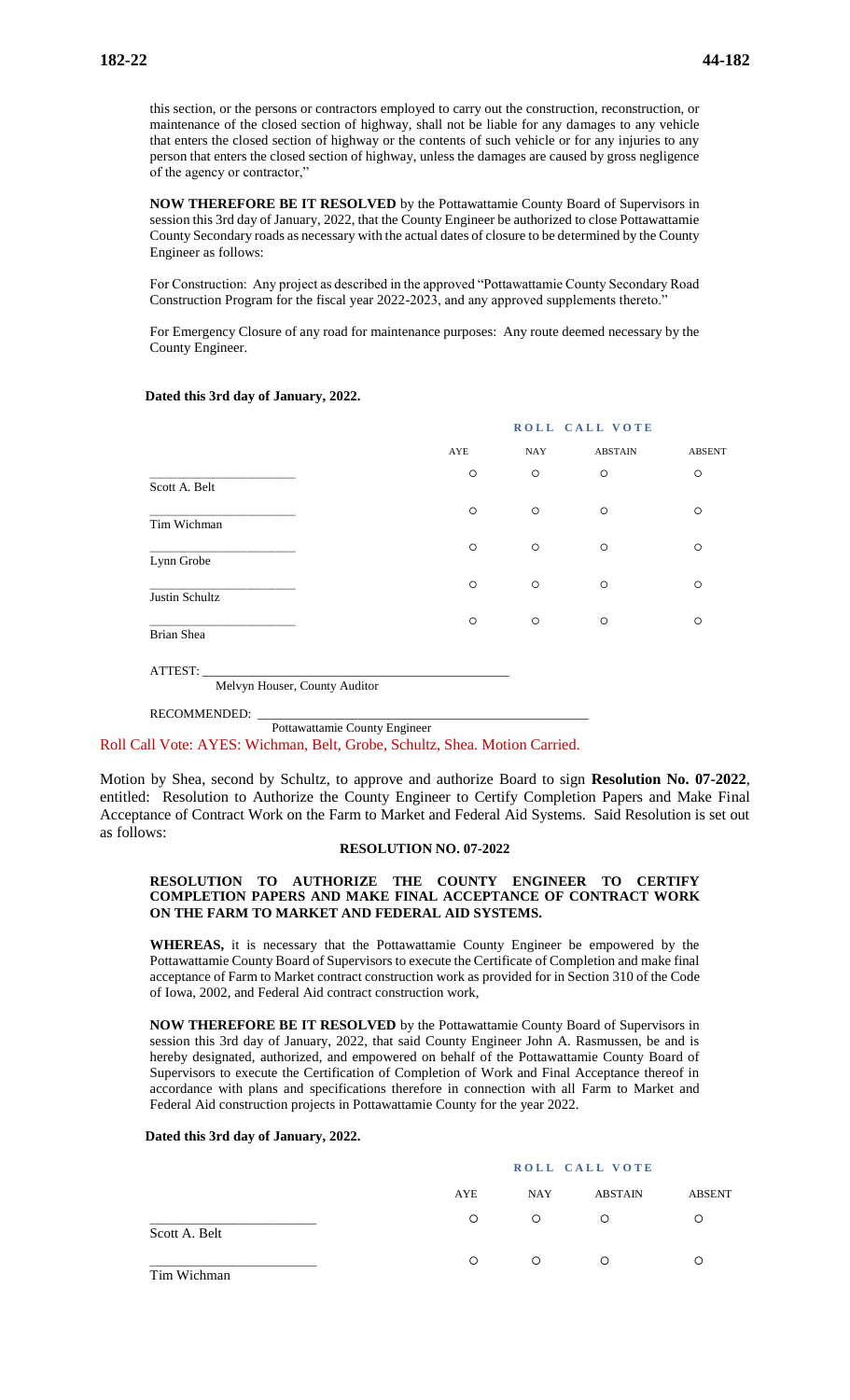this section, or the persons or contractors employed to carry out the construction, reconstruction, or maintenance of the closed section of highway, shall not be liable for any damages to any vehicle that enters the closed section of highway or the contents of such vehicle or for any injuries to any person that enters the closed section of highway, unless the damages are caused by gross negligence of the agency or contractor,"

**NOW THEREFORE BE IT RESOLVED** by the Pottawattamie County Board of Supervisors in session this 3rd day of January, 2022, that the County Engineer be authorized to close Pottawattamie County Secondary roads as necessary with the actual dates of closure to be determined by the County Engineer as follows:

For Construction: Any project as described in the approved "Pottawattamie County Secondary Road Construction Program for the fiscal year 2022-2023, and any approved supplements thereto."

For Emergency Closure of any road for maintenance purposes: Any route deemed necessary by the County Engineer.

**Dated this 3rd day of January, 2022.**

| ROLL CALL VOTE | AYE | NAY | ABSTAIN | ABSENT |
|---|---|---|---|---|
| Scott A. Belt | ○ | ○ | ○ | ○ |
| Tim Wichman | ○ | ○ | ○ | ○ |
| Lynn Grobe | ○ | ○ | ○ | ○ |
| Justin Schultz | ○ | ○ | ○ | ○ |
| Brian Shea | ○ | ○ | ○ | ○ |

ATTEST: ______________________________
Melvyn Houser, County Auditor

RECOMMENDED: ______________________________
Pottawattamie County Engineer

Roll Call Vote: AYES: Wichman, Belt, Grobe, Schultz, Shea. Motion Carried.

Motion by Shea, second by Schultz, to approve and authorize Board to sign **Resolution No. 07-2022**, entitled: Resolution to Authorize the County Engineer to Certify Completion Papers and Make Final Acceptance of Contract Work on the Farm to Market and Federal Aid Systems. Said Resolution is set out as follows:

**RESOLUTION NO. 07-2022**

**RESOLUTION TO AUTHORIZE THE COUNTY ENGINEER TO CERTIFY COMPLETION PAPERS AND MAKE FINAL ACCEPTANCE OF CONTRACT WORK ON THE FARM TO MARKET AND FEDERAL AID SYSTEMS.**

**WHEREAS,** it is necessary that the Pottawattamie County Engineer be empowered by the Pottawattamie County Board of Supervisors to execute the Certificate of Completion and make final acceptance of Farm to Market contract construction work as provided for in Section 310 of the Code of Iowa, 2002, and Federal Aid contract construction work,

**NOW THEREFORE BE IT RESOLVED** by the Pottawattamie County Board of Supervisors in session this 3rd day of January, 2022, that said County Engineer John A. Rasmussen, be and is hereby designated, authorized, and empowered on behalf of the Pottawattamie County Board of Supervisors to execute the Certification of Completion of Work and Final Acceptance thereof in accordance with plans and specifications therefore in connection with all Farm to Market and Federal Aid construction projects in Pottawattamie County for the year 2022.

**Dated this 3rd day of January, 2022.**

| ROLL CALL VOTE | AYE | NAY | ABSTAIN | ABSENT |
|---|---|---|---|---|
| Scott A. Belt | ○ | ○ | ○ | ○ |
| Tim Wichman | ○ | ○ | ○ | ○ |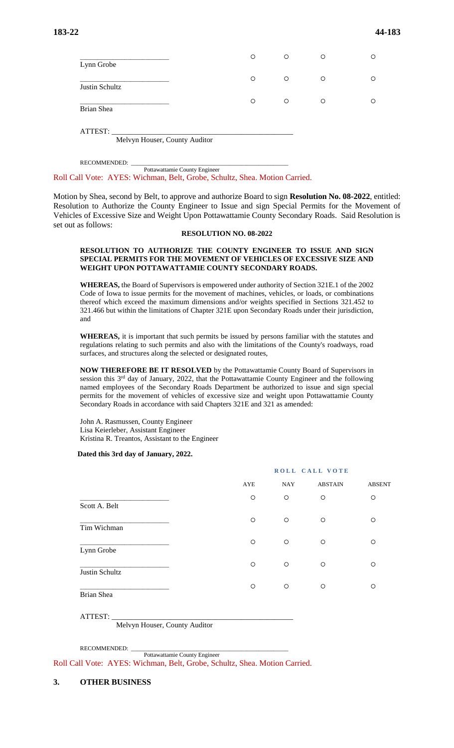| | AYE | NAY | ABSTAIN | ABSENT |
|---|---|---|---|---|
| ______________________ Lynn Grobe | ○ | ○ | ○ | ○ |
| ______________________ Justin Schultz | ○ | ○ | ○ | ○ |
| ______________________ Brian Shea | ○ | ○ | ○ | ○ |

ATTEST: ______________________________________________
Melvyn Houser, County Auditor

RECOMMENDED: ______________________________________________
Pottawattamie County Engineer

Roll Call Vote: AYES: Wichman, Belt, Grobe, Schultz, Shea. Motion Carried.

Motion by Shea, second by Belt, to approve and authorize Board to sign **Resolution No. 08-2022**, entitled: Resolution to Authorize the County Engineer to Issue and sign Special Permits for the Movement of Vehicles of Excessive Size and Weight Upon Pottawattamie County Secondary Roads. Said Resolution is set out as follows:

**RESOLUTION NO. 08-2022**

**RESOLUTION TO AUTHORIZE THE COUNTY ENGINEER TO ISSUE AND SIGN SPECIAL PERMITS FOR THE MOVEMENT OF VEHICLES OF EXCESSIVE SIZE AND WEIGHT UPON POTTAWATTAMIE COUNTY SECONDARY ROADS.**

**WHEREAS,** the Board of Supervisors is empowered under authority of Section 321E.1 of the 2002 Code of Iowa to issue permits for the movement of machines, vehicles, or loads, or combinations thereof which exceed the maximum dimensions and/or weights specified in Sections 321.452 to 321.466 but within the limitations of Chapter 321E upon Secondary Roads under their jurisdiction, and

**WHEREAS,** it is important that such permits be issued by persons familiar with the statutes and regulations relating to such permits and also with the limitations of the County's roadways, road surfaces, and structures along the selected or designated routes,

**NOW THEREFORE BE IT RESOLVED** by the Pottawattamie County Board of Supervisors in session this 3rd day of January, 2022, that the Pottawattamie County Engineer and the following named employees of the Secondary Roads Department be authorized to issue and sign special permits for the movement of vehicles of excessive size and weight upon Pottawattamie County Secondary Roads in accordance with said Chapters 321E and 321 as amended:

John A. Rasmussen, County Engineer
Lisa Keierleber, Assistant Engineer
Kristina R. Treantos, Assistant to the Engineer

**Dated this 3rd day of January, 2022.**

**ROLL CALL VOTE**

| | AYE | NAY | ABSTAIN | ABSENT |
|---|---|---|---|---|
| ______________________ Scott A. Belt | ○ | ○ | ○ | ○ |
| ______________________ Tim Wichman | ○ | ○ | ○ | ○ |
| ______________________ Lynn Grobe | ○ | ○ | ○ | ○ |
| ______________________ Justin Schultz | ○ | ○ | ○ | ○ |
| ______________________ Brian Shea | ○ | ○ | ○ | ○ |

ATTEST: ______________________________________________
Melvyn Houser, County Auditor

RECOMMENDED: ______________________________________________
Pottawattamie County Engineer

Roll Call Vote: AYES: Wichman, Belt, Grobe, Schultz, Shea. Motion Carried.

## 3. OTHER BUSINESS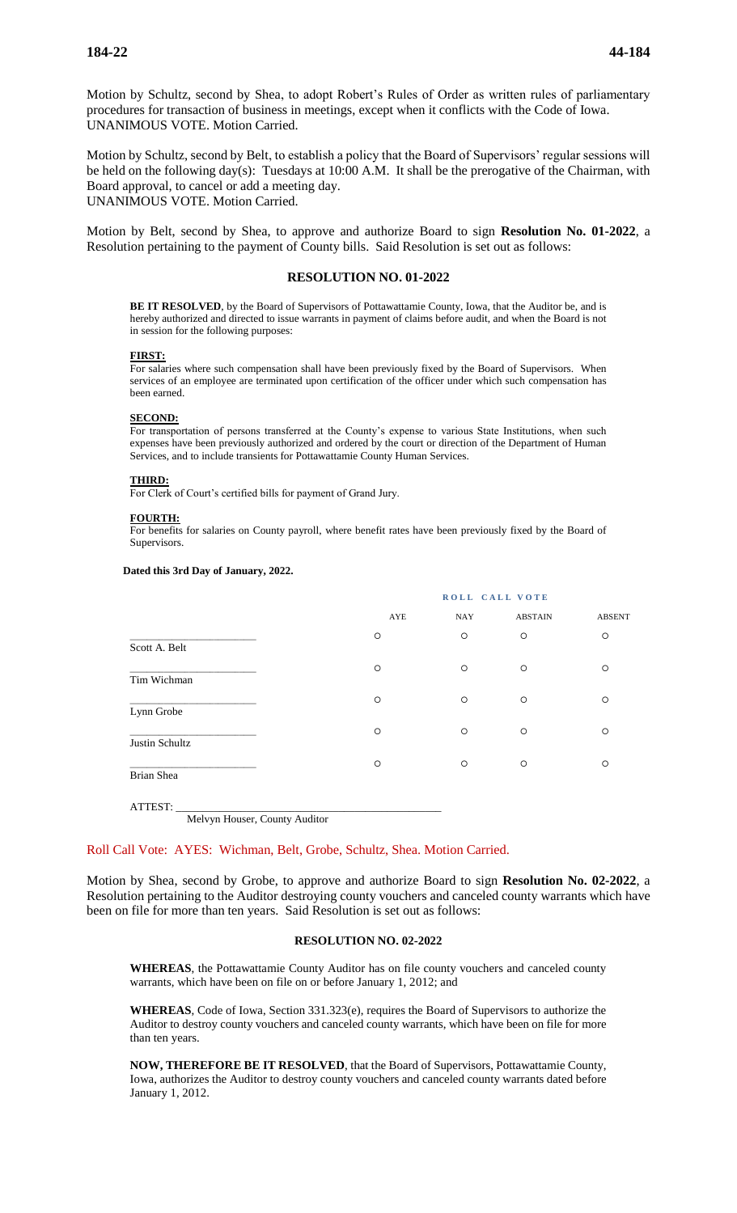Motion by Schultz, second by Shea, to adopt Robert's Rules of Order as written rules of parliamentary procedures for transaction of business in meetings, except when it conflicts with the Code of Iowa. UNANIMOUS VOTE. Motion Carried.

Motion by Schultz, second by Belt, to establish a policy that the Board of Supervisors' regular sessions will be held on the following day(s): Tuesdays at 10:00 A.M. It shall be the prerogative of the Chairman, with Board approval, to cancel or add a meeting day.
UNANIMOUS VOTE. Motion Carried.

Motion by Belt, second by Shea, to approve and authorize Board to sign **Resolution No. 01-2022**, a Resolution pertaining to the payment of County bills. Said Resolution is set out as follows:

## RESOLUTION NO. 01-2022

**BE IT RESOLVED**, by the Board of Supervisors of Pottawattamie County, Iowa, that the Auditor be, and is hereby authorized and directed to issue warrants in payment of claims before audit, and when the Board is not in session for the following purposes:

**FIRST:**
For salaries where such compensation shall have been previously fixed by the Board of Supervisors. When services of an employee are terminated upon certification of the officer under which such compensation has been earned.

**SECOND:**
For transportation of persons transferred at the County's expense to various State Institutions, when such expenses have been previously authorized and ordered by the court or direction of the Department of Human Services, and to include transients for Pottawattamie County Human Services.

**THIRD:**
For Clerk of Court's certified bills for payment of Grand Jury.

**FOURTH:**
For benefits for salaries on County payroll, where benefit rates have been previously fixed by the Board of Supervisors.

**Dated this 3rd Day of January, 2022.**

| | ROLL CALL VOTE | | | |
|---|---|---|---|---|
| | AYE | NAY | ABSTAIN | ABSENT |
| ______________________ Scott A. Belt | ○ | ○ | ○ | ○ |
| ______________________ Tim Wichman | ○ | ○ | ○ | ○ |
| ______________________ Lynn Grobe | ○ | ○ | ○ | ○ |
| ______________________ Justin Schultz | ○ | ○ | ○ | ○ |
| ______________________ Brian Shea | ○ | ○ | ○ | ○ |

ATTEST: ______________________________________________
Melvyn Houser, County Auditor

Roll Call Vote: AYES: Wichman, Belt, Grobe, Schultz, Shea. Motion Carried.

Motion by Shea, second by Grobe, to approve and authorize Board to sign **Resolution No. 02-2022**, a Resolution pertaining to the Auditor destroying county vouchers and canceled county warrants which have been on file for more than ten years. Said Resolution is set out as follows:

## RESOLUTION NO. 02-2022

**WHEREAS**, the Pottawattamie County Auditor has on file county vouchers and canceled county warrants, which have been on file on or before January 1, 2012; and

**WHEREAS**, Code of Iowa, Section 331.323(e), requires the Board of Supervisors to authorize the Auditor to destroy county vouchers and canceled county warrants, which have been on file for more than ten years.

**NOW, THEREFORE BE IT RESOLVED**, that the Board of Supervisors, Pottawattamie County, Iowa, authorizes the Auditor to destroy county vouchers and canceled county warrants dated before January 1, 2012.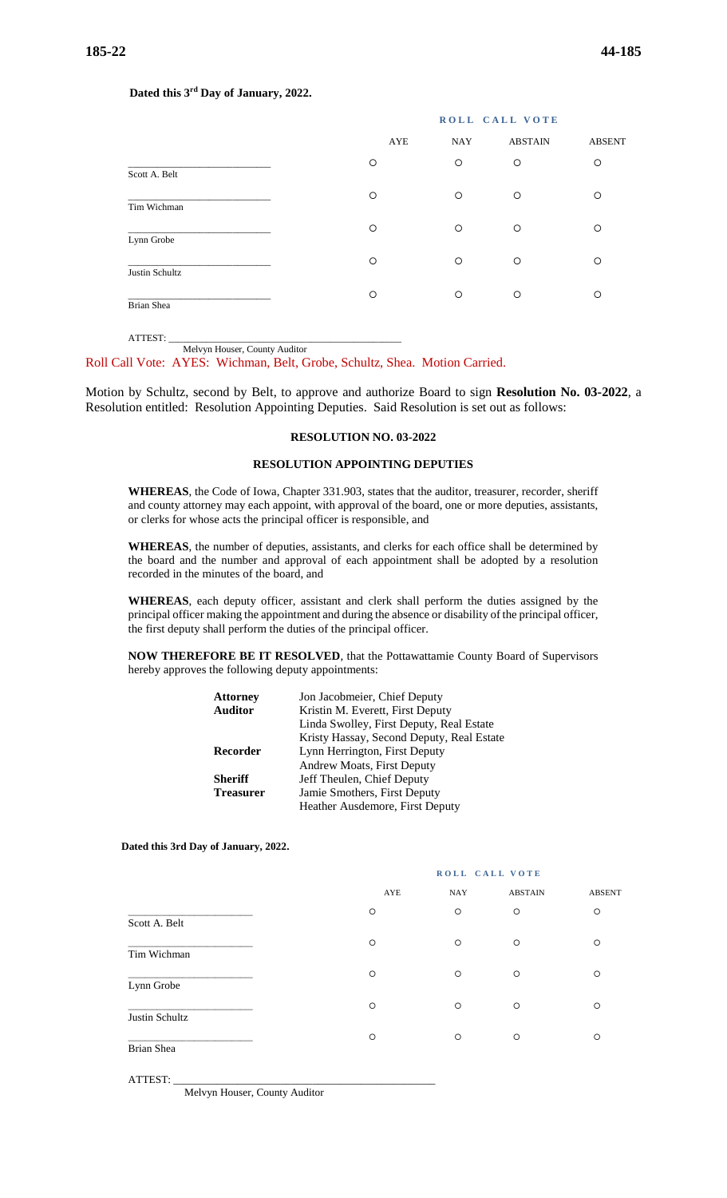**Dated this 3rd Day of January, 2022.**

| | ROLL CALL VOTE | | | |
|---|---|---|---|---|
| | AYE | NAY | ABSTAIN | ABSENT |
| ___________________________ Scott A. Belt | ○ | ○ | ○ | ○ |
| ___________________________ Tim Wichman | ○ | ○ | ○ | ○ |
| ___________________________ Lynn Grobe | ○ | ○ | ○ | ○ |
| ___________________________ Justin Schultz | ○ | ○ | ○ | ○ |
| ___________________________ Brian Shea | ○ | ○ | ○ | ○ |

ATTEST: ___________________________________________
Melvyn Houser, County Auditor

Roll Call Vote: AYES: Wichman, Belt, Grobe, Schultz, Shea. Motion Carried.

Motion by Schultz, second by Belt, to approve and authorize Board to sign **Resolution No. 03-2022**, a Resolution entitled: Resolution Appointing Deputies. Said Resolution is set out as follows:

**RESOLUTION NO. 03-2022**

**RESOLUTION APPOINTING DEPUTIES**

**WHEREAS**, the Code of Iowa, Chapter 331.903, states that the auditor, treasurer, recorder, sheriff and county attorney may each appoint, with approval of the board, one or more deputies, assistants, or clerks for whose acts the principal officer is responsible, and

**WHEREAS**, the number of deputies, assistants, and clerks for each office shall be determined by the board and the number and approval of each appointment shall be adopted by a resolution recorded in the minutes of the board, and

**WHEREAS**, each deputy officer, assistant and clerk shall perform the duties assigned by the principal officer making the appointment and during the absence or disability of the principal officer, the first deputy shall perform the duties of the principal officer.

**NOW THEREFORE BE IT RESOLVED**, that the Pottawattamie County Board of Supervisors hereby approves the following deputy appointments:

| | |
|---|---|
| **Attorney** | Jon Jacobmeier, Chief Deputy |
| **Auditor** | Kristin M. Everett, First Deputy |
| | Linda Swolley, First Deputy, Real Estate |
| | Kristy Hassay, Second Deputy, Real Estate |
| **Recorder** | Lynn Herrington, First Deputy |
| | Andrew Moats, First Deputy |
| **Sheriff** | Jeff Theulen, Chief Deputy |
| **Treasurer** | Jamie Smothers, First Deputy |
| | Heather Ausdemore, First Deputy |

**Dated this 3rd Day of January, 2022.**

| | ROLL CALL VOTE | | | |
|---|---|---|---|---|
| | AYE | NAY | ABSTAIN | ABSENT |
| ___________________________ Scott A. Belt | ○ | ○ | ○ | ○ |
| ___________________________ Tim Wichman | ○ | ○ | ○ | ○ |
| ___________________________ Lynn Grobe | ○ | ○ | ○ | ○ |
| ___________________________ Justin Schultz | ○ | ○ | ○ | ○ |
| ___________________________ Brian Shea | ○ | ○ | ○ | ○ |

ATTEST: ___________________________________________
Melvyn Houser, County Auditor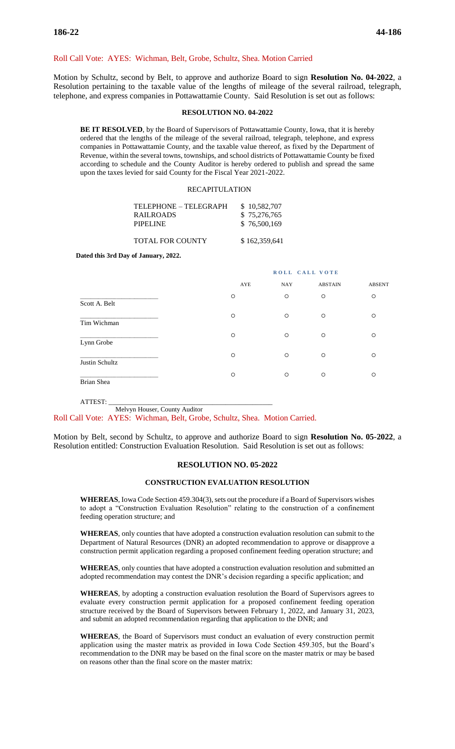Roll Call Vote: AYES: Wichman, Belt, Grobe, Schultz, Shea. Motion Carried

Motion by Schultz, second by Belt, to approve and authorize Board to sign **Resolution No. 04-2022**, a Resolution pertaining to the taxable value of the lengths of mileage of the several railroad, telegraph, telephone, and express companies in Pottawattamie County. Said Resolution is set out as follows:

**RESOLUTION NO. 04-2022**

**BE IT RESOLVED**, by the Board of Supervisors of Pottawattamie County, Iowa, that it is hereby ordered that the lengths of the mileage of the several railroad, telegraph, telephone, and express companies in Pottawattamie County, and the taxable value thereof, as fixed by the Department of Revenue, within the several towns, townships, and school districts of Pottawattamie County be fixed according to schedule and the County Auditor is hereby ordered to publish and spread the same upon the taxes levied for said County for the Fiscal Year 2021-2022.

RECAPITULATION

| | |
|---|---|
| TELEPHONE – TELEGRAPH | $ 10,582,707 |
| RAILROADS | $ 75,276,765 |
| PIPELINE | $ 76,500,169 |
| TOTAL FOR COUNTY | $ 162,359,641 |

**Dated this 3rd Day of January, 2022.**

| | ROLL CALL VOTE | | | |
|---|---|---|---|---|
| | AYE | NAY | ABSTAIN | ABSENT |
| \_\_\_\_\_\_\_\_\_\_\_\_\_\_\_\_\_\_\_\_\_\_ Scott A. Belt | ○ | ○ | ○ | ○ |
| \_\_\_\_\_\_\_\_\_\_\_\_\_\_\_\_\_\_\_\_\_\_ Tim Wichman | ○ | ○ | ○ | ○ |
| \_\_\_\_\_\_\_\_\_\_\_\_\_\_\_\_\_\_\_\_\_\_ Lynn Grobe | ○ | ○ | ○ | ○ |
| \_\_\_\_\_\_\_\_\_\_\_\_\_\_\_\_\_\_\_\_\_\_ Justin Schultz | ○ | ○ | ○ | ○ |
| \_\_\_\_\_\_\_\_\_\_\_\_\_\_\_\_\_\_\_\_\_\_ Brian Shea | ○ | ○ | ○ | ○ |

ATTEST: \_\_\_\_\_\_\_\_\_\_\_\_\_\_\_\_\_\_\_\_\_\_\_\_\_\_\_\_\_\_\_\_\_\_\_\_\_\_\_\_\_\_\_\_
Melvyn Houser, County Auditor

Roll Call Vote: AYES: Wichman, Belt, Grobe, Schultz, Shea. Motion Carried.

Motion by Belt, second by Schultz, to approve and authorize Board to sign **Resolution No. 05-2022**, a Resolution entitled: Construction Evaluation Resolution. Said Resolution is set out as follows:

**RESOLUTION NO. 05-2022**

**CONSTRUCTION EVALUATION RESOLUTION**

**WHEREAS**, Iowa Code Section 459.304(3), sets out the procedure if a Board of Supervisors wishes to adopt a "Construction Evaluation Resolution" relating to the construction of a confinement feeding operation structure; and

**WHEREAS**, only counties that have adopted a construction evaluation resolution can submit to the Department of Natural Resources (DNR) an adopted recommendation to approve or disapprove a construction permit application regarding a proposed confinement feeding operation structure; and

**WHEREAS**, only counties that have adopted a construction evaluation resolution and submitted an adopted recommendation may contest the DNR's decision regarding a specific application; and

**WHEREAS**, by adopting a construction evaluation resolution the Board of Supervisors agrees to evaluate every construction permit application for a proposed confinement feeding operation structure received by the Board of Supervisors between February 1, 2022, and January 31, 2023, and submit an adopted recommendation regarding that application to the DNR; and

**WHEREAS**, the Board of Supervisors must conduct an evaluation of every construction permit application using the master matrix as provided in Iowa Code Section 459.305, but the Board's recommendation to the DNR may be based on the final score on the master matrix or may be based on reasons other than the final score on the master matrix: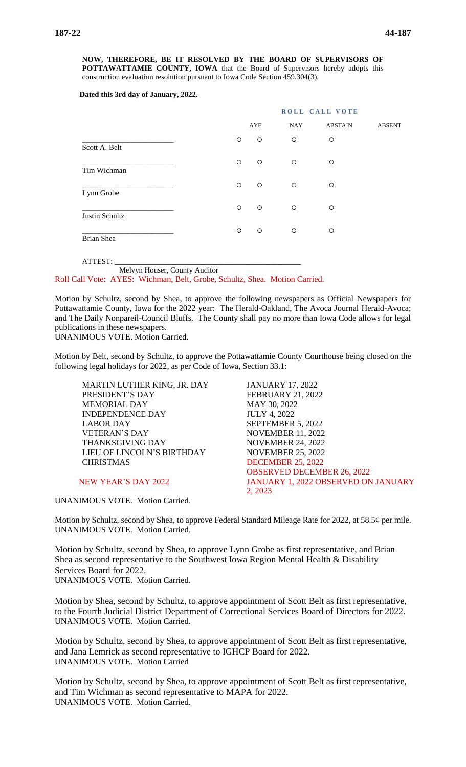**NOW, THEREFORE, BE IT RESOLVED BY THE BOARD OF SUPERVISORS OF POTTAWATTAMIE COUNTY, IOWA** that the Board of Supervisors hereby adopts this construction evaluation resolution pursuant to Iowa Code Section 459.304(3).

**Dated this 3rd day of January, 2022.**

| | ROLL CALL VOTE | | | |
|---|---|---|---|---|
| | AYE | NAY | ABSTAIN | ABSENT |
| ______________________ Scott A. Belt | ○ | ○ | ○ | ○ |
| ______________________ Tim Wichman | ○ | ○ | ○ | ○ |
| ______________________ Lynn Grobe | ○ | ○ | ○ | ○ |
| ______________________ Justin Schultz | ○ | ○ | ○ | ○ |
| ______________________ Brian Shea | ○ | ○ | ○ | ○ |

ATTEST: ___________________________________________
Melvyn Houser, County Auditor

Roll Call Vote: AYES: Wichman, Belt, Grobe, Schultz, Shea. Motion Carried.

Motion by Schultz, second by Shea, to approve the following newspapers as Official Newspapers for Pottawattamie County, Iowa for the 2022 year: The Herald-Oakland, The Avoca Journal Herald-Avoca; and The Daily Nonpareil-Council Bluffs. The County shall pay no more than Iowa Code allows for legal publications in these newspapers.
UNANIMOUS VOTE. Motion Carried.

Motion by Belt, second by Schultz, to approve the Pottawattamie County Courthouse being closed on the following legal holidays for 2022, as per Code of Iowa, Section 33.1:

| | |
|---|---|
| MARTIN LUTHER KING, JR. DAY | JANUARY 17, 2022 |
| PRESIDENT'S DAY | FEBRUARY 21, 2022 |
| MEMORIAL DAY | MAY 30, 2022 |
| INDEPENDENCE DAY | JULY 4, 2022 |
| LABOR DAY | SEPTEMBER 5, 2022 |
| VETERAN'S DAY | NOVEMBER 11, 2022 |
| THANKSGIVING DAY | NOVEMBER 24, 2022 |
| LIEU OF LINCOLN'S BIRTHDAY | NOVEMBER 25, 2022 |
| CHRISTMAS | DECEMBER 25, 2022 OBSERVED DECEMBER 26, 2022 |
| NEW YEAR'S DAY 2022 | JANUARY 1, 2022 OBSERVED ON JANUARY 2, 2023 |

UNANIMOUS VOTE. Motion Carried.

Motion by Schultz, second by Shea, to approve Federal Standard Mileage Rate for 2022, at 58.5¢ per mile.
UNANIMOUS VOTE. Motion Carried.

Motion by Schultz, second by Shea, to approve Lynn Grobe as first representative, and Brian Shea as second representative to the Southwest Iowa Region Mental Health & Disability Services Board for 2022.
UNANIMOUS VOTE. Motion Carried.

Motion by Shea, second by Schultz, to approve appointment of Scott Belt as first representative, to the Fourth Judicial District Department of Correctional Services Board of Directors for 2022.
UNANIMOUS VOTE. Motion Carried.

Motion by Schultz, second by Shea, to approve appointment of Scott Belt as first representative, and Jana Lemrick as second representative to IGHCP Board for 2022.
UNANIMOUS VOTE. Motion Carried

Motion by Schultz, second by Shea, to approve appointment of Scott Belt as first representative, and Tim Wichman as second representative to MAPA for 2022.
UNANIMOUS VOTE. Motion Carried.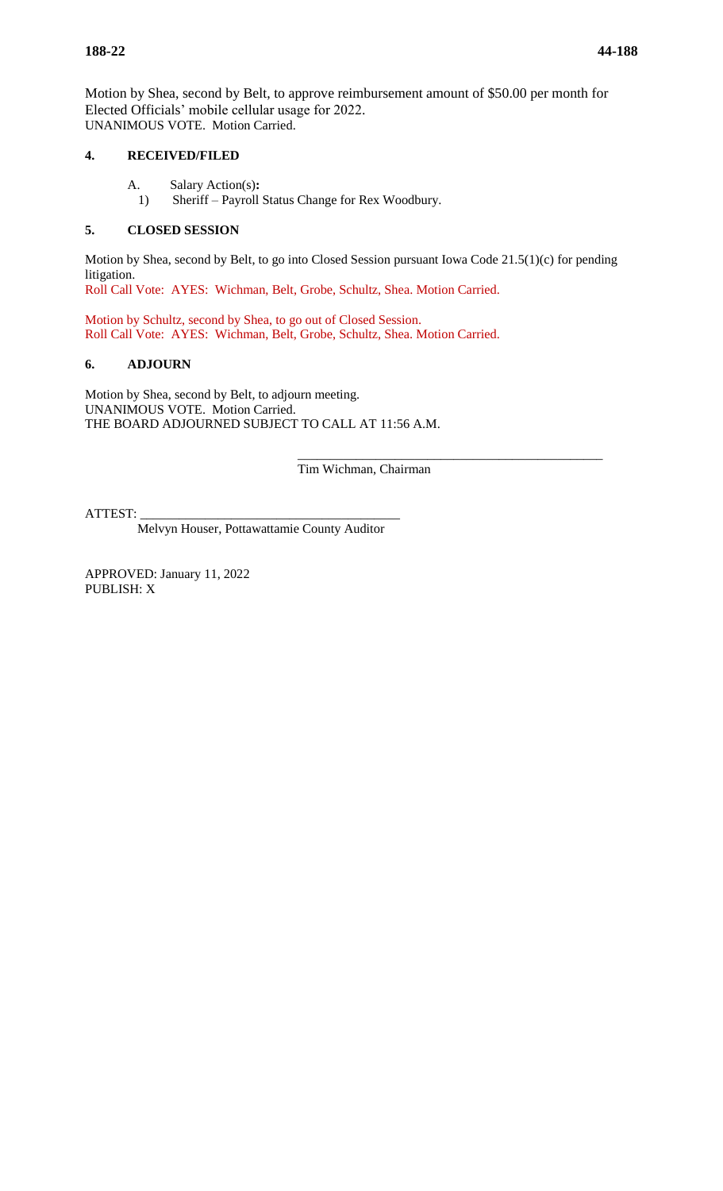Motion by Shea, second by Belt, to approve reimbursement amount of $50.00 per month for Elected Officials' mobile cellular usage for 2022.
UNANIMOUS VOTE. Motion Carried.

### 4. RECEIVED/FILED

A. Salary Action(s):
1) Sheriff – Payroll Status Change for Rex Woodbury.

### 5. CLOSED SESSION

Motion by Shea, second by Belt, to go into Closed Session pursuant Iowa Code 21.5(1)(c) for pending litigation.
Roll Call Vote: AYES: Wichman, Belt, Grobe, Schultz, Shea. Motion Carried.

Motion by Schultz, second by Shea, to go out of Closed Session.
Roll Call Vote: AYES: Wichman, Belt, Grobe, Schultz, Shea. Motion Carried.

### 6. ADJOURN

Motion by Shea, second by Belt, to adjourn meeting.
UNANIMOUS VOTE. Motion Carried.
THE BOARD ADJOURNED SUBJECT TO CALL AT 11:56 A.M.

_______________________________________________
Tim Wichman, Chairman

ATTEST: _______________________________________
Melvyn Houser, Pottawattamie County Auditor

APPROVED: January 11, 2022
PUBLISH: X